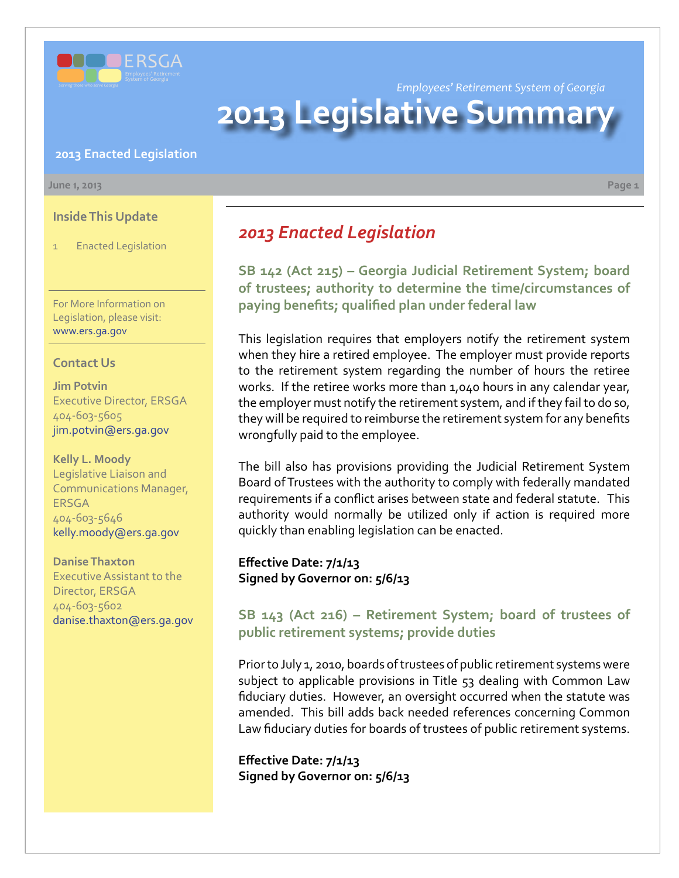Employees' Retirement System of Georgia

# 2013 Legislative Summary

**2013 Enacted Legislation**

June 1, 2013

**Inside This Update**

1 Enacted Legislation

For More Information on Legislation, please visit: www.ers.ga.gov

**Contact Us**

**Jim Potvin**
Executive Director, ERSGA
404-603-5605
jim.potvin@ers.ga.gov

**Kelly L. Moody**
Legislative Liaison and Communications Manager, ERSGA
404-603-5646
kelly.moody@ers.ga.gov

**Danise Thaxton**
Executive Assistant to the Director, ERSGA
404-603-5602
danise.thaxton@ers.ga.gov

## *2013 Enacted Legislation*

### SB 142 (Act 215) – Georgia Judicial Retirement System; board of trustees; authority to determine the time/circumstances of paying benefits; qualified plan under federal law

This legislation requires that employers notify the retirement system when they hire a retired employee. The employer must provide reports to the retirement system regarding the number of hours the retiree works. If the retiree works more than 1,040 hours in any calendar year, the employer must notify the retirement system, and if they fail to do so, they will be required to reimburse the retirement system for any benefits wrongfully paid to the employee.

The bill also has provisions providing the Judicial Retirement System Board of Trustees with the authority to comply with federally mandated requirements if a conflict arises between state and federal statute. This authority would normally be utilized only if action is required more quickly than enabling legislation can be enacted.

**Effective Date: 7/1/13**
**Signed by Governor on: 5/6/13**

### SB 143 (Act 216) – Retirement System; board of trustees of public retirement systems; provide duties

Prior to July 1, 2010, boards of trustees of public retirement systems were subject to applicable provisions in Title 53 dealing with Common Law fiduciary duties. However, an oversight occurred when the statute was amended. This bill adds back needed references concerning Common Law fiduciary duties for boards of trustees of public retirement systems.

**Effective Date: 7/1/13**
**Signed by Governor on: 5/6/13**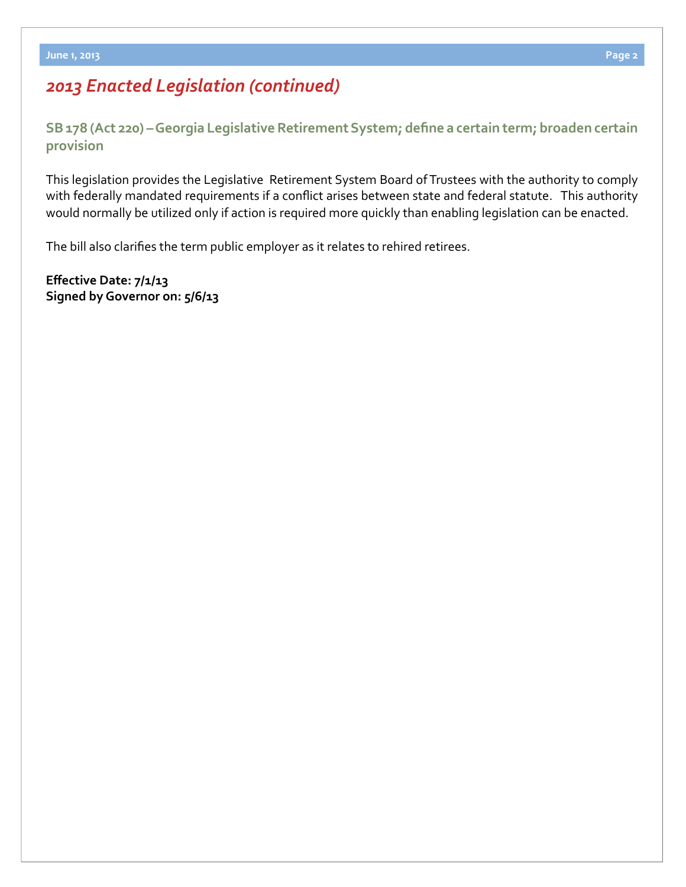## *2013 Enacted Legislation (continued)*

### SB 178 (Act 220) – Georgia Legislative Retirement System; define a certain term; broaden certain provision

This legislation provides the Legislative Retirement System Board of Trustees with the authority to comply with federally mandated requirements if a conflict arises between state and federal statute. This authority would normally be utilized only if action is required more quickly than enabling legislation can be enacted.

The bill also clarifies the term public employer as it relates to rehired retirees.

**Effective Date: 7/1/13**
**Signed by Governor on: 5/6/13**